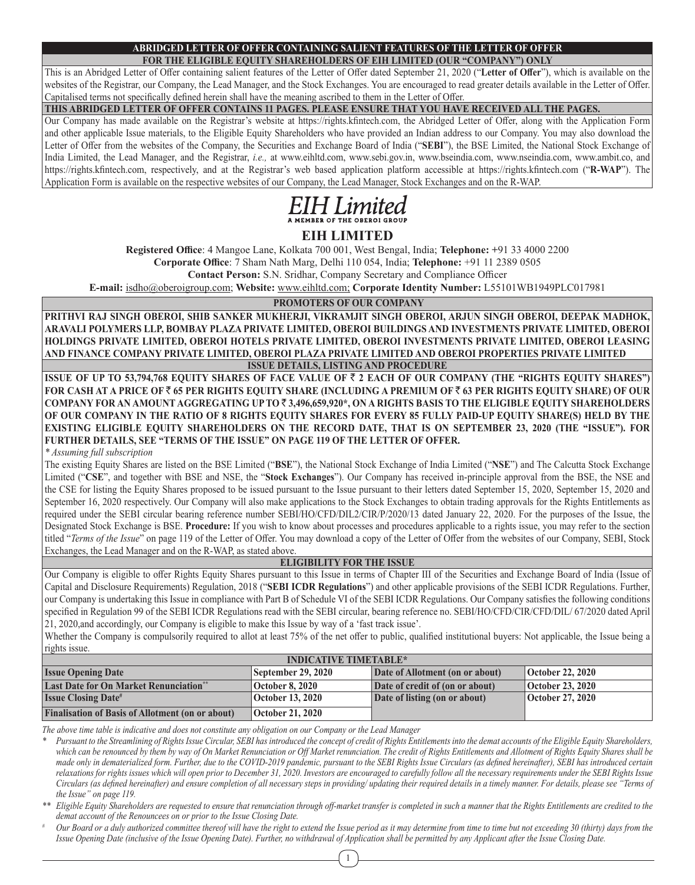**ABRIDGED LETTER OF OFFER CONTAINING SALIENT FEATURES OF THE LETTER OF OFFER**

**FOR THE ELIGIBLE EQUITY SHAREHOLDERS OF EIH LIMITED (OUR "COMPANY") ONLY**

This is an Abridged Letter of Offer containing salient features of the Letter of Offer dated September 21, 2020 ("**Letter of Offer**"), which is available on the websites of the Registrar, our Company, the Lead Manager, and the Stock Exchanges. You are encouraged to read greater details available in the Letter of Offer. Capitalised terms not specifically defined herein shall have the meaning ascribed to them in the Letter of Offer.

**THIS ABRIDGED LETTER OF OFFER CONTAINS 11 PAGES. PLEASE ENSURE THAT YOU HAVE RECEIVED ALL THE PAGES.**

Our Company has made available on the Registrar's website at https://rights.kfintech.com, the Abridged Letter of Offer, along with the Application Form and other applicable Issue materials, to the Eligible Equity Shareholders who have provided an Indian address to our Company. You may also download the Letter of Offer from the websites of the Company, the Securities and Exchange Board of India ("**SEBI**"), the BSE Limited, the National Stock Exchange of India Limited, the Lead Manager, and the Registrar, *i.e.,* at www.eihltd.com, www.sebi.gov.in, www.bseindia.com, www.nseindia.com, www.ambit.co, and https://rights.kfintech.com, respectively, and at the Registrar's web based application platform accessible at https://rights.kfintech.com ("**R-WAP**"). The Application Form is available on the respective websites of our Company, the Lead Manager, Stock Exchanges and on the R-WAP.

*EIH Limited*
A MEMBER OF THE OBEROI GROUP

# EIH LIMITED

**Registered Office**: 4 Mangoe Lane, Kolkata 700 001, West Bengal, India; **Telephone:** +91 33 4000 2200

**Corporate Office**: 7 Sham Nath Marg, Delhi 110 054, India; **Telephone:** +91 11 2389 0505

**Contact Person:** S.N. Sridhar, Company Secretary and Compliance Officer

**E-mail:** isdho@oberoigroup.com; **Website:** www.eihltd.com; **Corporate Identity Number:** L55101WB1949PLC017981

## PROMOTERS OF OUR COMPANY

**PRITHVI RAJ SINGH OBEROI, SHIB SANKER MUKHERJI, VIKRAMJIT SINGH OBEROI, ARJUN SINGH OBEROI, DEEPAK MADHOK, ARAVALI POLYMERS LLP, BOMBAY PLAZA PRIVATE LIMITED, OBEROI BUILDINGS AND INVESTMENTS PRIVATE LIMITED, OBEROI HOLDINGS PRIVATE LIMITED, OBEROI HOTELS PRIVATE LIMITED, OBEROI INVESTMENTS PRIVATE LIMITED, OBEROI LEASING AND FINANCE COMPANY PRIVATE LIMITED, OBEROI PLAZA PRIVATE LIMITED AND OBEROI PROPERTIES PRIVATE LIMITED**

## ISSUE DETAILS, LISTING AND PROCEDURE

**ISSUE OF UP TO 53,794,768 EQUITY SHARES OF FACE VALUE OF ₹ 2 EACH OF OUR COMPANY (THE "RIGHTS EQUITY SHARES") FOR CASH AT A PRICE OF ₹ 65 PER RIGHTS EQUITY SHARE (INCLUDING A PREMIUM OF ₹ 63 PER RIGHTS EQUITY SHARE) OF OUR COMPANY FOR AN AMOUNT AGGREGATING UP TO ₹ 3,496,659,920\*, ON A RIGHTS BASIS TO THE ELIGIBLE EQUITY SHAREHOLDERS OF OUR COMPANY IN THE RATIO OF 8 RIGHTS EQUITY SHARES FOR EVERY 85 FULLY PAID-UP EQUITY SHARE(S) HELD BY THE EXISTING ELIGIBLE EQUITY SHAREHOLDERS ON THE RECORD DATE, THAT IS ON SEPTEMBER 23, 2020 (THE "ISSUE"). FOR FURTHER DETAILS, SEE "TERMS OF THE ISSUE" ON PAGE 119 OF THE LETTER OF OFFER.**

*\* Assuming full subscription*

The existing Equity Shares are listed on the BSE Limited ("**BSE**"), the National Stock Exchange of India Limited ("**NSE**") and The Calcutta Stock Exchange Limited ("**CSE**", and together with BSE and NSE, the "**Stock Exchanges**"). Our Company has received in-principle approval from the BSE, the NSE and the CSE for listing the Equity Shares proposed to be issued pursuant to the Issue pursuant to their letters dated September 15, 2020, September 15, 2020 and September 16, 2020 respectively. Our Company will also make applications to the Stock Exchanges to obtain trading approvals for the Rights Entitlements as required under the SEBI circular bearing reference number SEBI/HO/CFD/DIL2/CIR/P/2020/13 dated January 22, 2020. For the purposes of the Issue, the Designated Stock Exchange is BSE. **Procedure:** If you wish to know about processes and procedures applicable to a rights issue, you may refer to the section titled "*Terms of the Issue*" on page 119 of the Letter of Offer. You may download a copy of the Letter of Offer from the websites of our Company, SEBI, Stock Exchanges, the Lead Manager and on the R-WAP, as stated above.

## ELIGIBILITY FOR THE ISSUE

Our Company is eligible to offer Rights Equity Shares pursuant to this Issue in terms of Chapter III of the Securities and Exchange Board of India (Issue of Capital and Disclosure Requirements) Regulation, 2018 ("**SEBI ICDR Regulations**") and other applicable provisions of the SEBI ICDR Regulations. Further, our Company is undertaking this Issue in compliance with Part B of Schedule VI of the SEBI ICDR Regulations. Our Company satisfies the following conditions specified in Regulation 99 of the SEBI ICDR Regulations read with the SEBI circular, bearing reference no. SEBI/HO/CFD/CIR/CFD/DIL/ 67/2020 dated April 21, 2020,and accordingly, our Company is eligible to make this Issue by way of a 'fast track issue'.

Whether the Company is compulsorily required to allot at least 75% of the net offer to public, qualified institutional buyers: Not applicable, the Issue being a rights issue.

## INDICATIVE TIMETABLE*

| | | | |
|---|---|---|---|
| **Issue Opening Date** | **September 29, 2020** | **Date of Allotment (on or about)** | **October 22, 2020** |
| **Last Date for On Market Renunciation\*\*** | **October 8, 2020** | **Date of credit of (on or about)** | **October 23, 2020** |
| **Issue Closing Date#** | **October 13, 2020** | **Date of listing (on or about)** | **October 27, 2020** |
| **Finalisation of Basis of Allotment (on or about)** | **October 21, 2020** | | |

*The above time table is indicative and does not constitute any obligation on our Company or the Lead Manager*

\* *Pursuant to the Streamlining of Rights Issue Circular, SEBI has introduced the concept of credit of Rights Entitlements into the demat accounts of the Eligible Equity Shareholders, which can be renounced by them by way of On Market Renunciation or Off Market renunciation. The credit of Rights Entitlements and Allotment of Rights Equity Shares shall be made only in dematerialized form. Further, due to the COVID-2019 pandemic, pursuant to the SEBI Rights Issue Circulars (as defined hereinafter), SEBI has introduced certain relaxations for rights issues which will open prior to December 31, 2020. Investors are encouraged to carefully follow all the necessary requirements under the SEBI Rights Issue Circulars (as defined hereinafter) and ensure completion of all necessary steps in providing/ updating their required details in a timely manner. For details, please see "Terms of the Issue" on page 119.*

\*\* *Eligible Equity Shareholders are requested to ensure that renunciation through off-market transfer is completed in such a manner that the Rights Entitlements are credited to the demat account of the Renouncees on or prior to the Issue Closing Date.*

\# *Our Board or a duly authorized committee thereof will have the right to extend the Issue period as it may determine from time to time but not exceeding 30 (thirty) days from the Issue Opening Date (inclusive of the Issue Opening Date). Further, no withdrawal of Application shall be permitted by any Applicant after the Issue Closing Date.*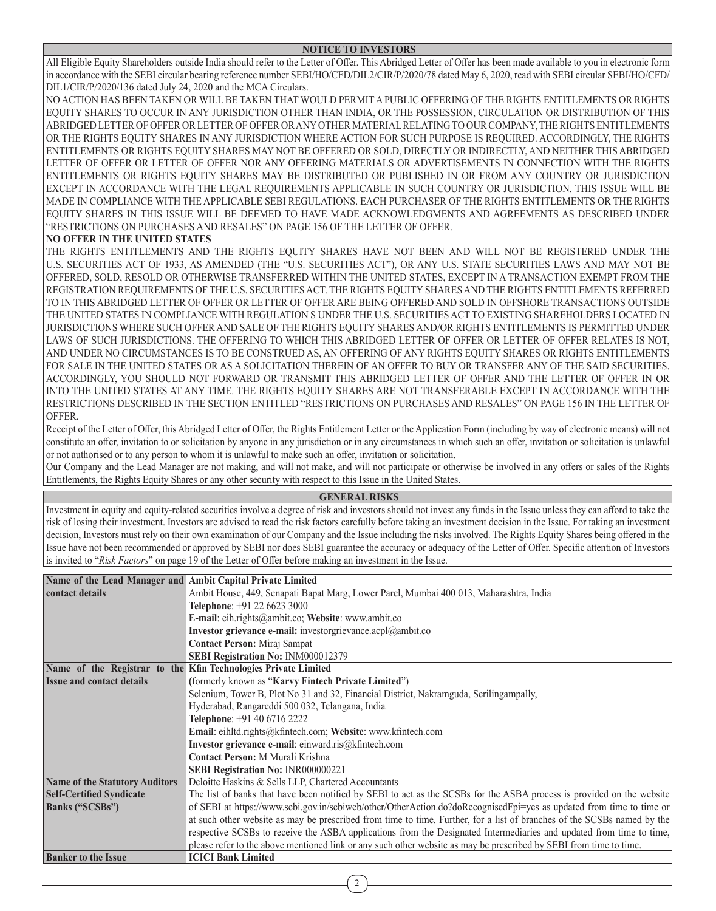## NOTICE TO INVESTORS

All Eligible Equity Shareholders outside India should refer to the Letter of Offer. This Abridged Letter of Offer has been made available to you in electronic form in accordance with the SEBI circular bearing reference number SEBI/HO/CFD/DIL2/CIR/P/2020/78 dated May 6, 2020, read with SEBI circular SEBI/HO/CFD/DIL1/CIR/P/2020/136 dated July 24, 2020 and the MCA Circulars.

NO ACTION HAS BEEN TAKEN OR WILL BE TAKEN THAT WOULD PERMIT A PUBLIC OFFERING OF THE RIGHTS ENTITLEMENTS OR RIGHTS EQUITY SHARES TO OCCUR IN ANY JURISDICTION OTHER THAN INDIA, OR THE POSSESSION, CIRCULATION OR DISTRIBUTION OF THIS ABRIDGED LETTER OF OFFER OR LETTER OF OFFER OR ANY OTHER MATERIAL RELATING TO OUR COMPANY, THE RIGHTS ENTITLEMENTS OR THE RIGHTS EQUITY SHARES IN ANY JURISDICTION WHERE ACTION FOR SUCH PURPOSE IS REQUIRED. ACCORDINGLY, THE RIGHTS ENTITLEMENTS OR RIGHTS EQUITY SHARES MAY NOT BE OFFERED OR SOLD, DIRECTLY OR INDIRECTLY, AND NEITHER THIS ABRIDGED LETTER OF OFFER OR LETTER OF OFFER NOR ANY OFFERING MATERIALS OR ADVERTISEMENTS IN CONNECTION WITH THE RIGHTS ENTITLEMENTS OR RIGHTS EQUITY SHARES MAY BE DISTRIBUTED OR PUBLISHED IN OR FROM ANY COUNTRY OR JURISDICTION EXCEPT IN ACCORDANCE WITH THE LEGAL REQUIREMENTS APPLICABLE IN SUCH COUNTRY OR JURISDICTION. THIS ISSUE WILL BE MADE IN COMPLIANCE WITH THE APPLICABLE SEBI REGULATIONS. EACH PURCHASER OF THE RIGHTS ENTITLEMENTS OR THE RIGHTS EQUITY SHARES IN THIS ISSUE WILL BE DEEMED TO HAVE MADE ACKNOWLEDGMENTS AND AGREEMENTS AS DESCRIBED UNDER "RESTRICTIONS ON PURCHASES AND RESALES" ON PAGE 156 OF THE LETTER OF OFFER.

**NO OFFER IN THE UNITED STATES**

THE RIGHTS ENTITLEMENTS AND THE RIGHTS EQUITY SHARES HAVE NOT BEEN AND WILL NOT BE REGISTERED UNDER THE U.S. SECURITIES ACT OF 1933, AS AMENDED (THE "U.S. SECURITIES ACT"), OR ANY U.S. STATE SECURITIES LAWS AND MAY NOT BE OFFERED, SOLD, RESOLD OR OTHERWISE TRANSFERRED WITHIN THE UNITED STATES, EXCEPT IN A TRANSACTION EXEMPT FROM THE REGISTRATION REQUIREMENTS OF THE U.S. SECURITIES ACT. THE RIGHTS EQUITY SHARES AND THE RIGHTS ENTITLEMENTS REFERRED TO IN THIS ABRIDGED LETTER OF OFFER OR LETTER OF OFFER ARE BEING OFFERED AND SOLD IN OFFSHORE TRANSACTIONS OUTSIDE THE UNITED STATES IN COMPLIANCE WITH REGULATION S UNDER THE U.S. SECURITIES ACT TO EXISTING SHAREHOLDERS LOCATED IN JURISDICTIONS WHERE SUCH OFFER AND SALE OF THE RIGHTS EQUITY SHARES AND/OR RIGHTS ENTITLEMENTS IS PERMITTED UNDER LAWS OF SUCH JURISDICTIONS. THE OFFERING TO WHICH THIS ABRIDGED LETTER OF OFFER OR LETTER OF OFFER RELATES IS NOT, AND UNDER NO CIRCUMSTANCES IS TO BE CONSTRUED AS, AN OFFERING OF ANY RIGHTS EQUITY SHARES OR RIGHTS ENTITLEMENTS FOR SALE IN THE UNITED STATES OR AS A SOLICITATION THEREIN OF AN OFFER TO BUY OR TRANSFER ANY OF THE SAID SECURITIES. ACCORDINGLY, YOU SHOULD NOT FORWARD OR TRANSMIT THIS ABRIDGED LETTER OF OFFER AND THE LETTER OF OFFER IN OR INTO THE UNITED STATES AT ANY TIME. THE RIGHTS EQUITY SHARES ARE NOT TRANSFERABLE EXCEPT IN ACCORDANCE WITH THE RESTRICTIONS DESCRIBED IN THE SECTION ENTITLED "RESTRICTIONS ON PURCHASES AND RESALES" ON PAGE 156 IN THE LETTER OF OFFER.

Receipt of the Letter of Offer, this Abridged Letter of Offer, the Rights Entitlement Letter or the Application Form (including by way of electronic means) will not constitute an offer, invitation to or solicitation by anyone in any jurisdiction or in any circumstances in which such an offer, invitation or solicitation is unlawful or not authorised or to any person to whom it is unlawful to make such an offer, invitation or solicitation.

Our Company and the Lead Manager are not making, and will not make, and will not participate or otherwise be involved in any offers or sales of the Rights Entitlements, the Rights Equity Shares or any other security with respect to this Issue in the United States.

## GENERAL RISKS

Investment in equity and equity-related securities involve a degree of risk and investors should not invest any funds in the Issue unless they can afford to take the risk of losing their investment. Investors are advised to read the risk factors carefully before taking an investment decision in the Issue. For taking an investment decision, Investors must rely on their own examination of our Company and the Issue including the risks involved. The Rights Equity Shares being offered in the Issue have not been recommended or approved by SEBI nor does SEBI guarantee the accuracy or adequacy of the Letter of Offer. Specific attention of Investors is invited to "*Risk Factors*" on page 19 of the Letter of Offer before making an investment in the Issue.

| | |
|---|---|
| **Name of the Lead Manager and contact details** | **Ambit Capital Private Limited**<br>Ambit House, 449, Senapati Bapat Marg, Lower Parel, Mumbai 400 013, Maharashtra, India<br>**Telephone**: +91 22 6623 3000<br>**E-mail**: eih.rights@ambit.co; **Website**: www.ambit.co<br>**Investor grievance e-mail:** investorgrievance.acpl@ambit.co<br>**Contact Person:** Miraj Sampat<br>**SEBI Registration No:** INM000012379 |
| **Name of the Registrar to the Issue and contact details** | **Kfin Technologies Private Limited**<br>(formerly known as "**Karvy Fintech Private Limited**")<br>Selenium, Tower B, Plot No 31 and 32, Financial District, Nakramguda, Serilingampally,<br>Hyderabad, Rangareddi 500 032, Telangana, India<br>**Telephone**: +91 40 6716 2222<br>**Email**: eihltd.rights@kfintech.com; **Website**: www.kfintech.com<br>**Investor grievance e-mail**: einward.ris@kfintech.com<br>**Contact Person:** M Murali Krishna<br>**SEBI Registration No:** INR000000221 |
| **Name of the Statutory Auditors** | Deloitte Haskins & Sells LLP, Chartered Accountants |
| **Self-Certified Syndicate Banks ("SCSBs")** | The list of banks that have been notified by SEBI to act as the SCSBs for the ASBA process is provided on the website of SEBI at https://www.sebi.gov.in/sebiweb/other/OtherAction.do?doRecognisedFpi=yes as updated from time to time or at such other website as may be prescribed from time to time. Further, for a list of branches of the SCSBs named by the respective SCSBs to receive the ASBA applications from the Designated Intermediaries and updated from time to time, please refer to the above mentioned link or any such other website as may be prescribed by SEBI from time to time. |
| **Banker to the Issue** | **ICICI Bank Limited** |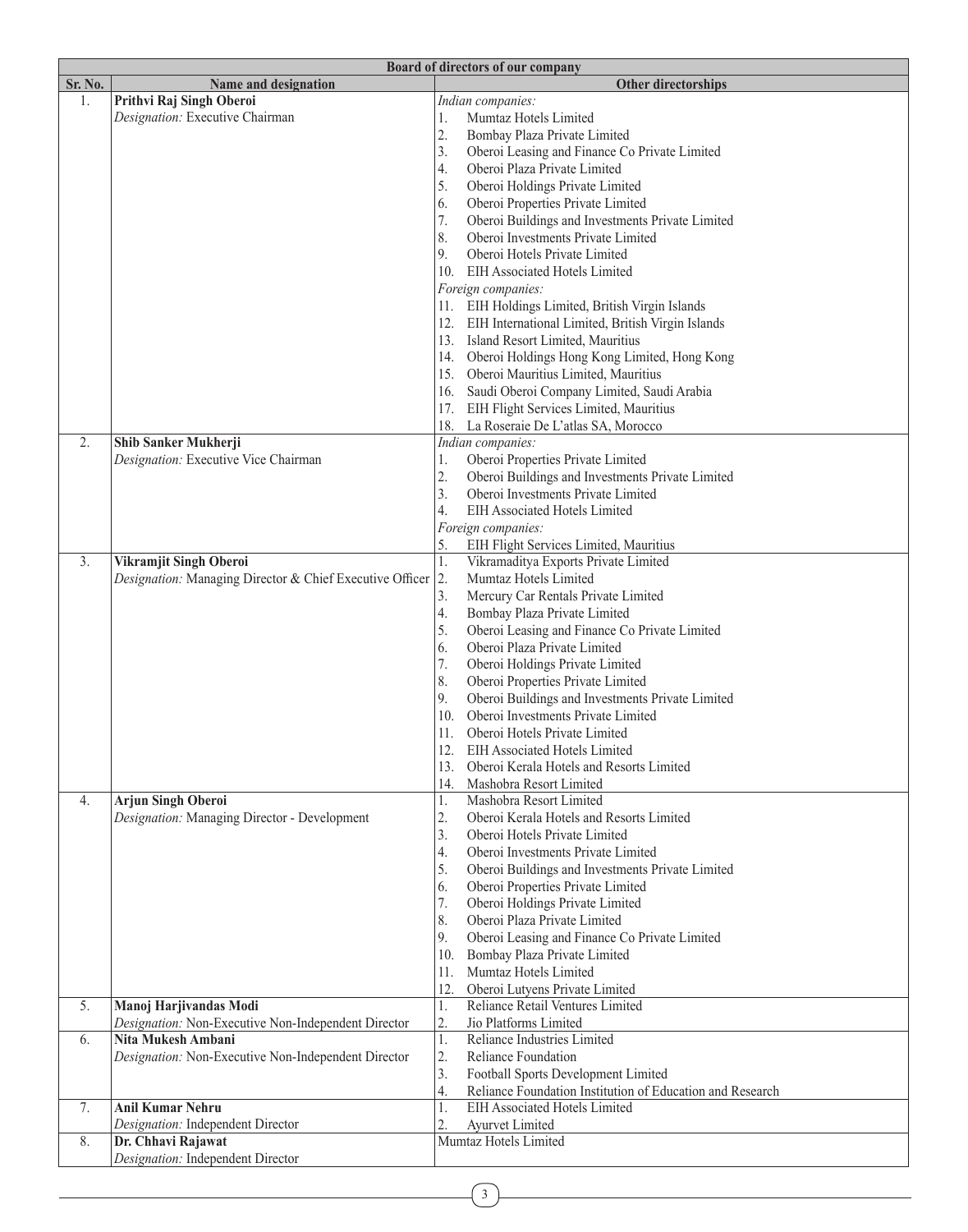| Board of directors of our company | | |
|---|---|---|
| **Sr. No.** | **Name and designation** | **Other directorships** |
| 1. | **Prithvi Raj Singh Oberoi**<br>*Designation:* Executive Chairman | *Indian companies:*<br>1. Mumtaz Hotels Limited<br>2. Bombay Plaza Private Limited<br>3. Oberoi Leasing and Finance Co Private Limited<br>4. Oberoi Plaza Private Limited<br>5. Oberoi Holdings Private Limited<br>6. Oberoi Properties Private Limited<br>7. Oberoi Buildings and Investments Private Limited<br>8. Oberoi Investments Private Limited<br>9. Oberoi Hotels Private Limited<br>10. EIH Associated Hotels Limited<br>*Foreign companies:*<br>11. EIH Holdings Limited, British Virgin Islands<br>12. EIH International Limited, British Virgin Islands<br>13. Island Resort Limited, Mauritius<br>14. Oberoi Holdings Hong Kong Limited, Hong Kong<br>15. Oberoi Mauritius Limited, Mauritius<br>16. Saudi Oberoi Company Limited, Saudi Arabia<br>17. EIH Flight Services Limited, Mauritius<br>18. La Roseraie De L'atlas SA, Morocco |
| 2. | **Shib Sanker Mukherji**<br>*Designation:* Executive Vice Chairman | *Indian companies:*<br>1. Oberoi Properties Private Limited<br>2. Oberoi Buildings and Investments Private Limited<br>3. Oberoi Investments Private Limited<br>4. EIH Associated Hotels Limited<br>*Foreign companies:*<br>5. EIH Flight Services Limited, Mauritius |
| 3. | **Vikramjit Singh Oberoi**<br>*Designation:* Managing Director & Chief Executive Officer | 1. Vikramaditya Exports Private Limited<br>2. Mumtaz Hotels Limited<br>3. Mercury Car Rentals Private Limited<br>4. Bombay Plaza Private Limited<br>5. Oberoi Leasing and Finance Co Private Limited<br>6. Oberoi Plaza Private Limited<br>7. Oberoi Holdings Private Limited<br>8. Oberoi Properties Private Limited<br>9. Oberoi Buildings and Investments Private Limited<br>10. Oberoi Investments Private Limited<br>11. Oberoi Hotels Private Limited<br>12. EIH Associated Hotels Limited<br>13. Oberoi Kerala Hotels and Resorts Limited<br>14. Mashobra Resort Limited |
| 4. | **Arjun Singh Oberoi**<br>*Designation:* Managing Director - Development | 1. Mashobra Resort Limited<br>2. Oberoi Kerala Hotels and Resorts Limited<br>3. Oberoi Hotels Private Limited<br>4. Oberoi Investments Private Limited<br>5. Oberoi Buildings and Investments Private Limited<br>6. Oberoi Properties Private Limited<br>7. Oberoi Holdings Private Limited<br>8. Oberoi Plaza Private Limited<br>9. Oberoi Leasing and Finance Co Private Limited<br>10. Bombay Plaza Private Limited<br>11. Mumtaz Hotels Limited<br>12. Oberoi Lutyens Private Limited |
| 5. | **Manoj Harjivandas Modi**<br>*Designation:* Non-Executive Non-Independent Director | 1. Reliance Retail Ventures Limited<br>2. Jio Platforms Limited |
| 6. | **Nita Mukesh Ambani**<br>*Designation:* Non-Executive Non-Independent Director | 1. Reliance Industries Limited<br>2. Reliance Foundation<br>3. Football Sports Development Limited<br>4. Reliance Foundation Institution of Education and Research |
| 7. | **Anil Kumar Nehru**<br>*Designation:* Independent Director | 1. EIH Associated Hotels Limited<br>2. Ayurvet Limited |
| 8. | **Dr. Chhavi Rajawat**<br>*Designation:* Independent Director | Mumtaz Hotels Limited |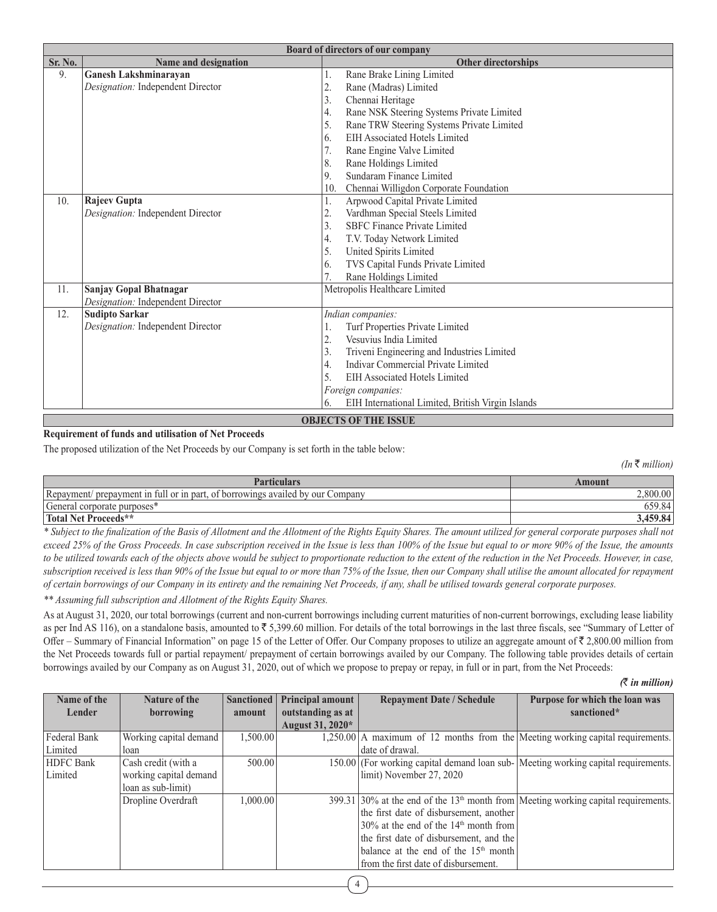| Board of directors of our company | | |
|---|---|---|
| **Sr. No.** | **Name and designation** | **Other directorships** |
| 9. | **Ganesh Lakshminarayan**<br>*Designation:* Independent Director | 1. Rane Brake Lining Limited<br>2. Rane (Madras) Limited<br>3. Chennai Heritage<br>4. Rane NSK Steering Systems Private Limited<br>5. Rane TRW Steering Systems Private Limited<br>6. EIH Associated Hotels Limited<br>7. Rane Engine Valve Limited<br>8. Rane Holdings Limited<br>9. Sundaram Finance Limited<br>10. Chennai Willigdon Corporate Foundation |
| 10. | **Rajeev Gupta**<br>*Designation:* Independent Director | 1. Arpwood Capital Private Limited<br>2. Vardhman Special Steels Limited<br>3. SBFC Finance Private Limited<br>4. T.V. Today Network Limited<br>5. United Spirits Limited<br>6. TVS Capital Funds Private Limited<br>7. Rane Holdings Limited |
| 11. | **Sanjay Gopal Bhatnagar**<br>*Designation:* Independent Director | Metropolis Healthcare Limited |
| 12. | **Sudipto Sarkar**<br>*Designation:* Independent Director | *Indian companies:*<br>1. Turf Properties Private Limited<br>2. Vesuvius India Limited<br>3. Triveni Engineering and Industries Limited<br>4. Indivar Commercial Private Limited<br>5. EIH Associated Hotels Limited<br>*Foreign companies:*<br>6. EIH International Limited, British Virgin Islands |

## OBJECTS OF THE ISSUE

**Requirement of funds and utilisation of Net Proceeds**

The proposed utilization of the Net Proceeds by our Company is set forth in the table below:

*(In ₹ million)*

| Particulars | Amount |
|---|---|
| Repayment/ prepayment in full or in part, of borrowings availed by our Company | 2,800.00 |
| General corporate purposes* | 659.84 |
| **Total Net Proceeds**** | **3,459.84** |

*\* Subject to the finalization of the Basis of Allotment and the Allotment of the Rights Equity Shares. The amount utilized for general corporate purposes shall not exceed 25% of the Gross Proceeds. In case subscription received in the Issue is less than 100% of the Issue but equal to or more 90% of the Issue, the amounts to be utilized towards each of the objects above would be subject to proportionate reduction to the extent of the reduction in the Net Proceeds. However, in case, subscription received is less than 90% of the Issue but equal to or more than 75% of the Issue, then our Company shall utilise the amount allocated for repayment of certain borrowings of our Company in its entirety and the remaining Net Proceeds, if any, shall be utilised towards general corporate purposes.*

*\*\* Assuming full subscription and Allotment of the Rights Equity Shares.*

As at August 31, 2020, our total borrowings (current and non-current borrowings including current maturities of non-current borrowings, excluding lease liability as per Ind AS 116), on a standalone basis, amounted to ₹ 5,399.60 million. For details of the total borrowings in the last three fiscals, see "Summary of Letter of Offer – Summary of Financial Information" on page 15 of the Letter of Offer. Our Company proposes to utilize an aggregate amount of ₹ 2,800.00 million from the Net Proceeds towards full or partial repayment/ prepayment of certain borrowings availed by our Company. The following table provides details of certain borrowings availed by our Company as on August 31, 2020, out of which we propose to prepay or repay, in full or in part, from the Net Proceeds:

***(₹ in million)***

| Name of the Lender | Nature of the borrowing | Sanctioned amount | Principal amount outstanding as at August 31, 2020* | Repayment Date / Schedule | Purpose for which the loan was sanctioned* |
|---|---|---|---|---|---|
| Federal Bank Limited | Working capital demand loan | 1,500.00 | 1,250.00 | A maximum of 12 months from the date of drawal. | Meeting working capital requirements. |
| HDFC Bank Limited | Cash credit (with a working capital demand loan as sub-limit) | 500.00 | 150.00 | (For working capital demand loan sub-limit) November 27, 2020 | Meeting working capital requirements. |
| | Dropline Overdraft | 1,000.00 | 399.31 | 30% at the end of the 13th month from the first date of disbursement, another 30% at the end of the 14th month from the first date of disbursement, and the balance at the end of the 15th month from the first date of disbursement. | Meeting working capital requirements. |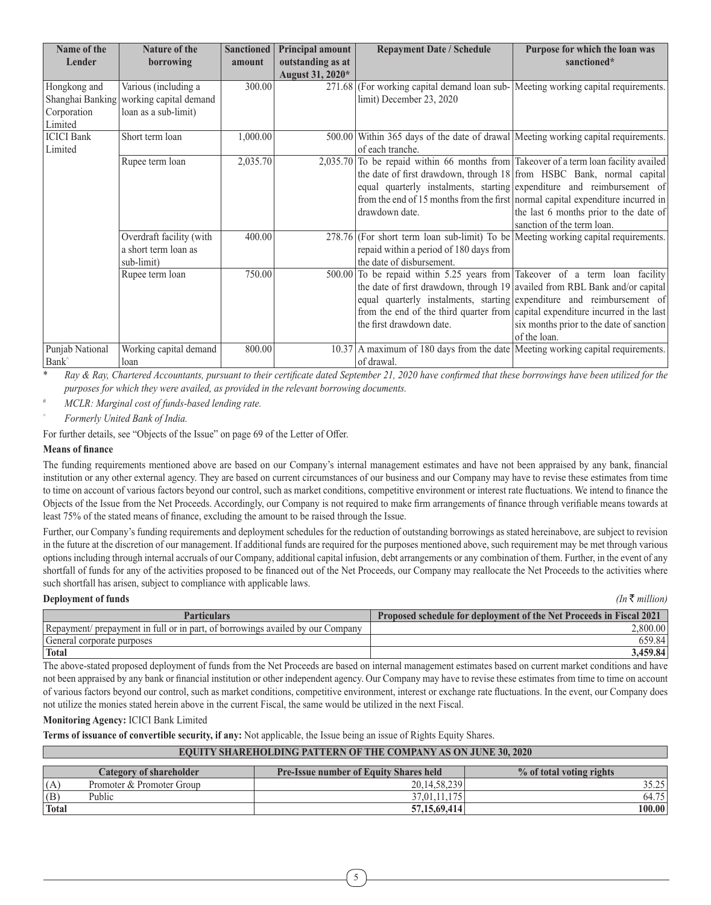| Name of the Lender | Nature of the borrowing | Sanctioned amount | Principal amount outstanding as at August 31, 2020* | Repayment Date / Schedule | Purpose for which the loan was sanctioned* |
|---|---|---|---|---|---|
| Hongkong and Shanghai Banking Corporation Limited | Various (including a working capital demand loan as a sub-limit) | 300.00 | 271.68 | (For working capital demand loan sub-limit) December 23, 2020 | Meeting working capital requirements. |
| ICICI Bank Limited | Short term loan | 1,000.00 | 500.00 | Within 365 days of the date of drawal of each tranche. | Meeting working capital requirements. |
| | Rupee term loan | 2,035.70 | 2,035.70 | To be repaid within 66 months from the date of first drawdown, through 18 equal quarterly instalments, starting from the end of 15 months from the first drawdown date. | Takeover of a term loan facility availed from HSBC Bank, normal capital expenditure and reimbursement of normal capital expenditure incurred in the last 6 months prior to the date of sanction of the term loan. |
| | Overdraft facility (with a short term loan as sub-limit) | 400.00 | 278.76 | (For short term loan sub-limit) To be repaid within a period of 180 days from the date of disbursement. | Meeting working capital requirements. |
| | Rupee term loan | 750.00 | 500.00 | To be repaid within 5.25 years from the date of first drawdown, through 19 equal quarterly instalments, starting from the end of the third quarter from the first drawdown date. | Takeover of a term loan facility availed from RBL Bank and/or capital expenditure and reimbursement of capital expenditure incurred in the last six months prior to the date of sanction of the loan. |
| Punjab National Bank^ | Working capital demand loan | 800.00 | 10.37 | A maximum of 180 days from the date of drawal. | Meeting working capital requirements. |

\* *Ray & Ray, Chartered Accountants, pursuant to their certificate dated September 21, 2020 have confirmed that these borrowings have been utilized for the purposes for which they were availed, as provided in the relevant borrowing documents.*

\# *MCLR: Marginal cost of funds-based lending rate.*

^ *Formerly United Bank of India.*

For further details, see "Objects of the Issue" on page 69 of the Letter of Offer.

**Means of finance**

The funding requirements mentioned above are based on our Company's internal management estimates and have not been appraised by any bank, financial institution or any other external agency. They are based on current circumstances of our business and our Company may have to revise these estimates from time to time on account of various factors beyond our control, such as market conditions, competitive environment or interest rate fluctuations. We intend to finance the Objects of the Issue from the Net Proceeds. Accordingly, our Company is not required to make firm arrangements of finance through verifiable means towards at least 75% of the stated means of finance, excluding the amount to be raised through the Issue.

Further, our Company's funding requirements and deployment schedules for the reduction of outstanding borrowings as stated hereinabove, are subject to revision in the future at the discretion of our management. If additional funds are required for the purposes mentioned above, such requirement may be met through various options including through internal accruals of our Company, additional capital infusion, debt arrangements or any combination of them. Further, in the event of any shortfall of funds for any of the activities proposed to be financed out of the Net Proceeds, our Company may reallocate the Net Proceeds to the activities where such shortfall has arisen, subject to compliance with applicable laws.

**Deployment of funds** *(In ₹ million)*

| Particulars | Proposed schedule for deployment of the Net Proceeds in Fiscal 2021 |
|---|---|
| Repayment/ prepayment in full or in part, of borrowings availed by our Company | 2,800.00 |
| General corporate purposes | 659.84 |
| **Total** | **3,459.84** |

The above-stated proposed deployment of funds from the Net Proceeds are based on internal management estimates based on current market conditions and have not been appraised by any bank or financial institution or other independent agency. Our Company may have to revise these estimates from time to time on account of various factors beyond our control, such as market conditions, competitive environment, interest or exchange rate fluctuations. In the event, our Company does not utilize the monies stated herein above in the current Fiscal, the same would be utilized in the next Fiscal.

**Monitoring Agency:** ICICI Bank Limited

**Terms of issuance of convertible security, if any:** Not applicable, the Issue being an issue of Rights Equity Shares.

**EQUITY SHAREHOLDING PATTERN OF THE COMPANY AS ON JUNE 30, 2020**

| | Category of shareholder | Pre-Issue number of Equity Shares held | % of total voting rights |
|---|---|---|---|
| (A) | Promoter & Promoter Group | 20,14,58,239 | 35.25 |
| (B) | Public | 37,01,11,175 | 64.75 |
| **Total** | | **57,15,69,414** | **100.00** |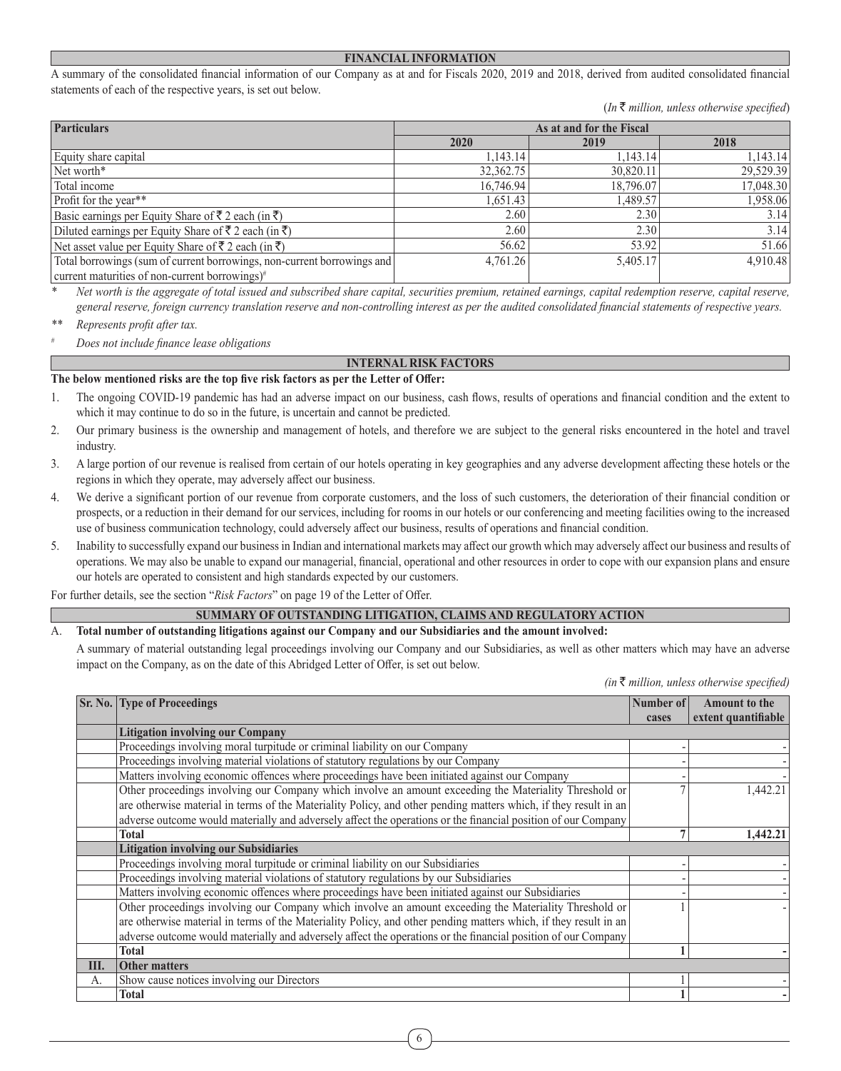## FINANCIAL INFORMATION

A summary of the consolidated financial information of our Company as at and for Fiscals 2020, 2019 and 2018, derived from audited consolidated financial statements of each of the respective years, is set out below.

*(In ₹ million, unless otherwise specified)*

| Particulars | As at and for the Fiscal | | |
|---|---|---|---|
| | 2020 | 2019 | 2018 |
| Equity share capital | 1,143.14 | 1,143.14 | 1,143.14 |
| Net worth* | 32,362.75 | 30,820.11 | 29,529.39 |
| Total income | 16,746.94 | 18,796.07 | 17,048.30 |
| Profit for the year** | 1,651.43 | 1,489.57 | 1,958.06 |
| Basic earnings per Equity Share of ₹ 2 each (in ₹) | 2.60 | 2.30 | 3.14 |
| Diluted earnings per Equity Share of ₹ 2 each (in ₹) | 2.60 | 2.30 | 3.14 |
| Net asset value per Equity Share of ₹ 2 each (in ₹) | 56.62 | 53.92 | 51.66 |
| Total borrowings (sum of current borrowings, non-current borrowings and current maturities of non-current borrowings)# | 4,761.26 | 5,405.17 | 4,910.48 |

\* *Net worth is the aggregate of total issued and subscribed share capital, securities premium, retained earnings, capital redemption reserve, capital reserve, general reserve, foreign currency translation reserve and non-controlling interest as per the audited consolidated financial statements of respective years.*

\*\* *Represents profit after tax.*

\# *Does not include finance lease obligations*

## INTERNAL RISK FACTORS

**The below mentioned risks are the top five risk factors as per the Letter of Offer:**

1. The ongoing COVID-19 pandemic has had an adverse impact on our business, cash flows, results of operations and financial condition and the extent to which it may continue to do so in the future, is uncertain and cannot be predicted.
2. Our primary business is the ownership and management of hotels, and therefore we are subject to the general risks encountered in the hotel and travel industry.
3. A large portion of our revenue is realised from certain of our hotels operating in key geographies and any adverse development affecting these hotels or the regions in which they operate, may adversely affect our business.
4. We derive a significant portion of our revenue from corporate customers, and the loss of such customers, the deterioration of their financial condition or prospects, or a reduction in their demand for our services, including for rooms in our hotels or our conferencing and meeting facilities owing to the increased use of business communication technology, could adversely affect our business, results of operations and financial condition.
5. Inability to successfully expand our business in Indian and international markets may affect our growth which may adversely affect our business and results of operations. We may also be unable to expand our managerial, financial, operational and other resources in order to cope with our expansion plans and ensure our hotels are operated to consistent and high standards expected by our customers.

For further details, see the section "*Risk Factors*" on page 19 of the Letter of Offer.

## SUMMARY OF OUTSTANDING LITIGATION, CLAIMS AND REGULATORY ACTION

A. **Total number of outstanding litigations against our Company and our Subsidiaries and the amount involved:**

A summary of material outstanding legal proceedings involving our Company and our Subsidiaries, as well as other matters which may have an adverse impact on the Company, as on the date of this Abridged Letter of Offer, is set out below.

*(in ₹ million, unless otherwise specified)*

| Sr. No. | Type of Proceedings | Number of cases | Amount to the extent quantifiable |
|---|---|---|---|
| | **Litigation involving our Company** | | |
| | Proceedings involving moral turpitude or criminal liability on our Company | - | - |
| | Proceedings involving material violations of statutory regulations by our Company | - | - |
| | Matters involving economic offences where proceedings have been initiated against our Company | - | - |
| | Other proceedings involving our Company which involve an amount exceeding the Materiality Threshold or are otherwise material in terms of the Materiality Policy, and other pending matters which, if they result in an adverse outcome would materially and adversely affect the operations or the financial position of our Company | 7 | 1,442.21 |
| | **Total** | **7** | **1,442.21** |
| | **Litigation involving our Subsidiaries** | | |
| | Proceedings involving moral turpitude or criminal liability on our Subsidiaries | - | - |
| | Proceedings involving material violations of statutory regulations by our Subsidiaries | - | - |
| | Matters involving economic offences where proceedings have been initiated against our Subsidiaries | - | - |
| | Other proceedings involving our Company which involve an amount exceeding the Materiality Threshold or are otherwise material in terms of the Materiality Policy, and other pending matters which, if they result in an adverse outcome would materially and adversely affect the operations or the financial position of our Company | 1 | - |
| | **Total** | **1** | **-** |
| **III.** | **Other matters** | | |
| A. | Show cause notices involving our Directors | 1 | - |
| | **Total** | **1** | **-** |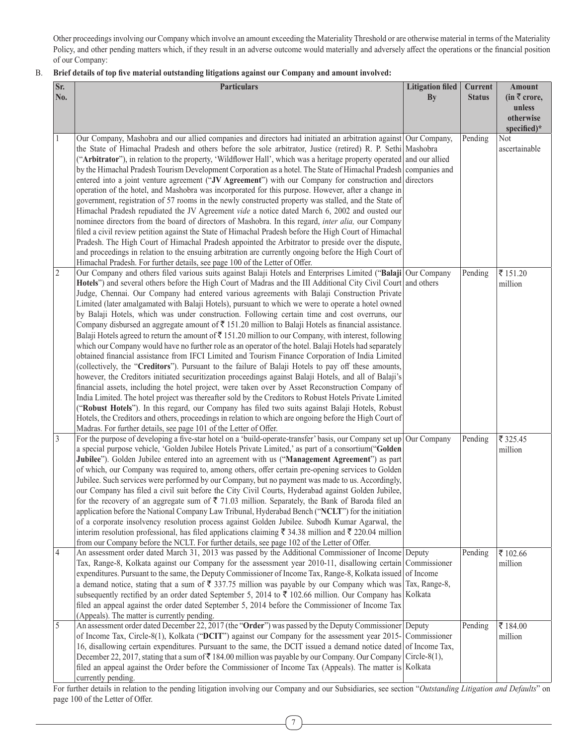Other proceedings involving our Company which involve an amount exceeding the Materiality Threshold or are otherwise material in terms of the Materiality Policy, and other pending matters which, if they result in an adverse outcome would materially and adversely affect the operations or the financial position of our Company:

B. **Brief details of top five material outstanding litigations against our Company and amount involved:**

| Sr. No. | Particulars | Litigation filed By | Current Status | Amount (in ₹ crore, unless otherwise specified)* |
|---|---|---|---|---|
| 1 | Our Company, Mashobra and our allied companies and directors had initiated an arbitration against the State of Himachal Pradesh and others before the sole arbitrator, Justice (retired) R. P. Sethi ("**Arbitrator**"), in relation to the property, 'Wildflower Hall', which was a heritage property operated by the Himachal Pradesh Tourism Development Corporation as a hotel. The State of Himachal Pradesh entered into a joint venture agreement ("**JV Agreement**") with our Company for construction and operation of the hotel, and Mashobra was incorporated for this purpose. However, after a change in government, registration of 57 rooms in the newly constructed property was stalled, and the State of Himachal Pradesh repudiated the JV Agreement *vide* a notice dated March 6, 2002 and ousted our nominee directors from the board of directors of Mashobra. In this regard, *inter alia,* our Company filed a civil review petition against the State of Himachal Pradesh before the High Court of Himachal Pradesh. The High Court of Himachal Pradesh appointed the Arbitrator to preside over the dispute, and proceedings in relation to the ensuing arbitration are currently ongoing before the High Court of Himachal Pradesh. For further details, see page 100 of the Letter of Offer. | Our Company, Mashobra and our allied companies and directors | Pending | Not ascertainable |
| 2 | Our Company and others filed various suits against Balaji Hotels and Enterprises Limited ("**Balaji Hotels**") and several others before the High Court of Madras and the III Additional City Civil Court Judge, Chennai. Our Company had entered various agreements with Balaji Construction Private Limited (later amalgamated with Balaji Hotels), pursuant to which we were to operate a hotel owned by Balaji Hotels, which was under construction. Following certain time and cost overruns, our Company disbursed an aggregate amount of ₹ 151.20 million to Balaji Hotels as financial assistance. Balaji Hotels agreed to return the amount of ₹ 151.20 million to our Company, with interest, following which our Company would have no further role as an operator of the hotel. Balaji Hotels had separately obtained financial assistance from IFCI Limited and Tourism Finance Corporation of India Limited (collectively, the "**Creditors**"). Pursuant to the failure of Balaji Hotels to pay off these amounts, however, the Creditors initiated securitization proceedings against Balaji Hotels, and all of Balaji's financial assets, including the hotel project, were taken over by Asset Reconstruction Company of India Limited. The hotel project was thereafter sold by the Creditors to Robust Hotels Private Limited ("**Robust Hotels**"). In this regard, our Company has filed two suits against Balaji Hotels, Robust Hotels, the Creditors and others, proceedings in relation to which are ongoing before the High Court of Madras. For further details, see page 101 of the Letter of Offer. | Our Company and others | Pending | ₹ 151.20 million |
| 3 | For the purpose of developing a five-star hotel on a 'build-operate-transfer' basis, our Company set up a special purpose vehicle, 'Golden Jubilee Hotels Private Limited,' as part of a consortium("**Golden Jubilee**"). Golden Jubilee entered into an agreement with us ("**Management Agreement**") as part of which, our Company was required to, among others, offer certain pre-opening services to Golden Jubilee. Such services were performed by our Company, but no payment was made to us. Accordingly, our Company has filed a civil suit before the City Civil Courts, Hyderabad against Golden Jubilee, for the recovery of an aggregate sum of ₹ 71.03 million. Separately, the Bank of Baroda filed an application before the National Company Law Tribunal, Hyderabad Bench ("**NCLT**") for the initiation of a corporate insolvency resolution process against Golden Jubilee. Subodh Kumar Agarwal, the interim resolution professional, has filed applications claiming ₹ 34.38 million and ₹ 220.04 million from our Company before the NCLT. For further details, see page 102 of the Letter of Offer. | Our Company | Pending | ₹ 325.45 million |
| 4 | An assessment order dated March 31, 2013 was passed by the Additional Commissioner of Income Tax, Range-8, Kolkata against our Company for the assessment year 2010-11, disallowing certain expenditures. Pursuant to the same, the Deputy Commissioner of Income Tax, Range-8, Kolkata issued a demand notice, stating that a sum of ₹ 337.75 million was payable by our Company which was subsequently rectified by an order dated September 5, 2014 to ₹ 102.66 million. Our Company has filed an appeal against the order dated September 5, 2014 before the Commissioner of Income Tax (Appeals). The matter is currently pending. | Deputy Commissioner of Income Tax, Range-8, Kolkata | Pending | ₹ 102.66 million |
| 5 | An assessment order dated December 22, 2017 (the "**Order**") was passed by the Deputy Commissioner of Income Tax, Circle-8(1), Kolkata ("**DCIT**") against our Company for the assessment year 2015-16, disallowing certain expenditures. Pursuant to the same, the DCIT issued a demand notice dated December 22, 2017, stating that a sum of ₹ 184.00 million was payable by our Company. Our Company filed an appeal against the Order before the Commissioner of Income Tax (Appeals). The matter is currently pending. | Deputy Commissioner of Income Tax, Circle-8(1), Kolkata | Pending | ₹ 184.00 million |

For further details in relation to the pending litigation involving our Company and our Subsidiaries, see section "*Outstanding Litigation and Defaults*" on page 100 of the Letter of Offer.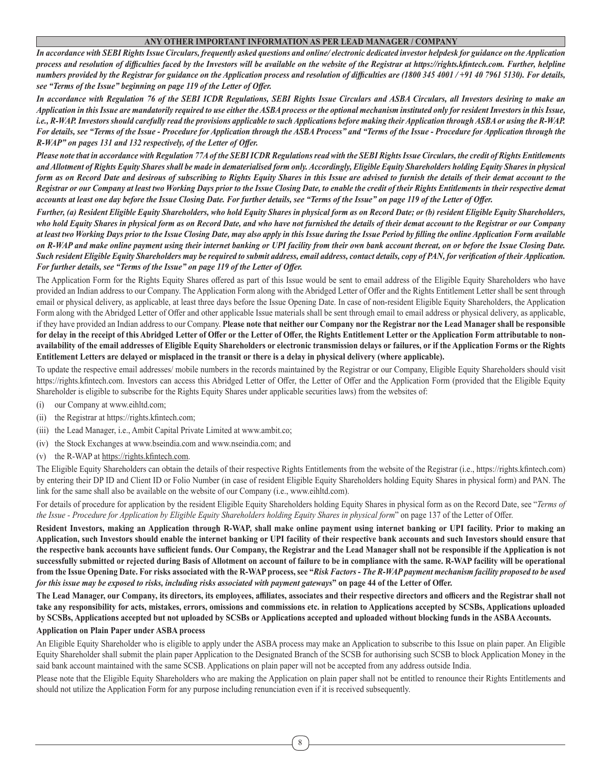## ANY OTHER IMPORTANT INFORMATION AS PER LEAD MANAGER / COMPANY

***In accordance with SEBI Rights Issue Circulars, frequently asked questions and online/ electronic dedicated investor helpdesk for guidance on the Application process and resolution of difficulties faced by the Investors will be available on the website of the Registrar at https://rights.kfintech.com. Further, helpline numbers provided by the Registrar for guidance on the Application process and resolution of difficulties are (1800 345 4001 / +91 40 7961 5130). For details, see "Terms of the Issue" beginning on page 119 of the Letter of Offer.***

***In accordance with Regulation 76 of the SEBI ICDR Regulations, SEBI Rights Issue Circulars and ASBA Circulars, all Investors desiring to make an Application in this Issue are mandatorily required to use either the ASBA process or the optional mechanism instituted only for resident Investors in this Issue, i.e., R-WAP. Investors should carefully read the provisions applicable to such Applications before making their Application through ASBA or using the R-WAP. For details, see "Terms of the Issue - Procedure for Application through the ASBA Process" and "Terms of the Issue - Procedure for Application through the R-WAP" on pages 131 and 132 respectively, of the Letter of Offer.***

***Please note that in accordance with Regulation 77A of the SEBI ICDR Regulations read with the SEBI Rights Issue Circulars, the credit of Rights Entitlements and Allotment of Rights Equity Shares shall be made in dematerialised form only. Accordingly, Eligible Equity Shareholders holding Equity Shares in physical form as on Record Date and desirous of subscribing to Rights Equity Shares in this Issue are advised to furnish the details of their demat account to the Registrar or our Company at least two Working Days prior to the Issue Closing Date, to enable the credit of their Rights Entitlements in their respective demat accounts at least one day before the Issue Closing Date. For further details, see "Terms of the Issue" on page 119 of the Letter of Offer.***

***Further, (a) Resident Eligible Equity Shareholders, who hold Equity Shares in physical form as on Record Date; or (b) resident Eligible Equity Shareholders, who hold Equity Shares in physical form as on Record Date, and who have not furnished the details of their demat account to the Registrar or our Company at least two Working Days prior to the Issue Closing Date, may also apply in this Issue during the Issue Period by filling the online Application Form available on R-WAP and make online payment using their internet banking or UPI facility from their own bank account thereat, on or before the Issue Closing Date. Such resident Eligible Equity Shareholders may be required to submit address, email address, contact details, copy of PAN, for verification of their Application. For further details, see "Terms of the Issue" on page 119 of the Letter of Offer.***

The Application Form for the Rights Equity Shares offered as part of this Issue would be sent to email address of the Eligible Equity Shareholders who have provided an Indian address to our Company. The Application Form along with the Abridged Letter of Offer and the Rights Entitlement Letter shall be sent through email or physical delivery, as applicable, at least three days before the Issue Opening Date. In case of non-resident Eligible Equity Shareholders, the Application Form along with the Abridged Letter of Offer and other applicable Issue materials shall be sent through email to email address or physical delivery, as applicable, if they have provided an Indian address to our Company. **Please note that neither our Company nor the Registrar nor the Lead Manager shall be responsible for delay in the receipt of this Abridged Letter of Offer or the Letter of Offer, the Rights Entitlement Letter or the Application Form attributable to non-availability of the email addresses of Eligible Equity Shareholders or electronic transmission delays or failures, or if the Application Forms or the Rights Entitlement Letters are delayed or misplaced in the transit or there is a delay in physical delivery (where applicable).**

To update the respective email addresses/ mobile numbers in the records maintained by the Registrar or our Company, Eligible Equity Shareholders should visit https://rights.kfintech.com. Investors can access this Abridged Letter of Offer, the Letter of Offer and the Application Form (provided that the Eligible Equity Shareholder is eligible to subscribe for the Rights Equity Shares under applicable securities laws) from the websites of:

(i) our Company at www.eihltd.com;

(ii) the Registrar at https://rights.kfintech.com;

(iii) the Lead Manager, i.e., Ambit Capital Private Limited at www.ambit.co;

(iv) the Stock Exchanges at www.bseindia.com and www.nseindia.com; and

(v) the R-WAP at https://rights.kfintech.com.

The Eligible Equity Shareholders can obtain the details of their respective Rights Entitlements from the website of the Registrar (i.e., https://rights.kfintech.com) by entering their DP ID and Client ID or Folio Number (in case of resident Eligible Equity Shareholders holding Equity Shares in physical form) and PAN. The link for the same shall also be available on the website of our Company (i.e., www.eihltd.com).

For details of procedure for application by the resident Eligible Equity Shareholders holding Equity Shares in physical form as on the Record Date, see "*Terms of the Issue - Procedure for Application by Eligible Equity Shareholders holding Equity Shares in physical form*" on page 137 of the Letter of Offer.

**Resident Investors, making an Application through R-WAP, shall make online payment using internet banking or UPI facility. Prior to making an Application, such Investors should enable the internet banking or UPI facility of their respective bank accounts and such Investors should ensure that the respective bank accounts have sufficient funds. Our Company, the Registrar and the Lead Manager shall not be responsible if the Application is not successfully submitted or rejected during Basis of Allotment on account of failure to be in compliance with the same. R-WAP facility will be operational from the Issue Opening Date. For risks associated with the R-WAP process, see "*Risk Factors - The R-WAP payment mechanism facility proposed to be used for this issue may be exposed to risks, including risks associated with payment gateways*" on page 44 of the Letter of Offer.**

**The Lead Manager, our Company, its directors, its employees, affiliates, associates and their respective directors and officers and the Registrar shall not take any responsibility for acts, mistakes, errors, omissions and commissions etc. in relation to Applications accepted by SCSBs, Applications uploaded by SCSBs, Applications accepted but not uploaded by SCSBs or Applications accepted and uploaded without blocking funds in the ASBA Accounts.**

**Application on Plain Paper under ASBA process**

An Eligible Equity Shareholder who is eligible to apply under the ASBA process may make an Application to subscribe to this Issue on plain paper. An Eligible Equity Shareholder shall submit the plain paper Application to the Designated Branch of the SCSB for authorising such SCSB to block Application Money in the said bank account maintained with the same SCSB. Applications on plain paper will not be accepted from any address outside India.

Please note that the Eligible Equity Shareholders who are making the Application on plain paper shall not be entitled to renounce their Rights Entitlements and should not utilize the Application Form for any purpose including renunciation even if it is received subsequently.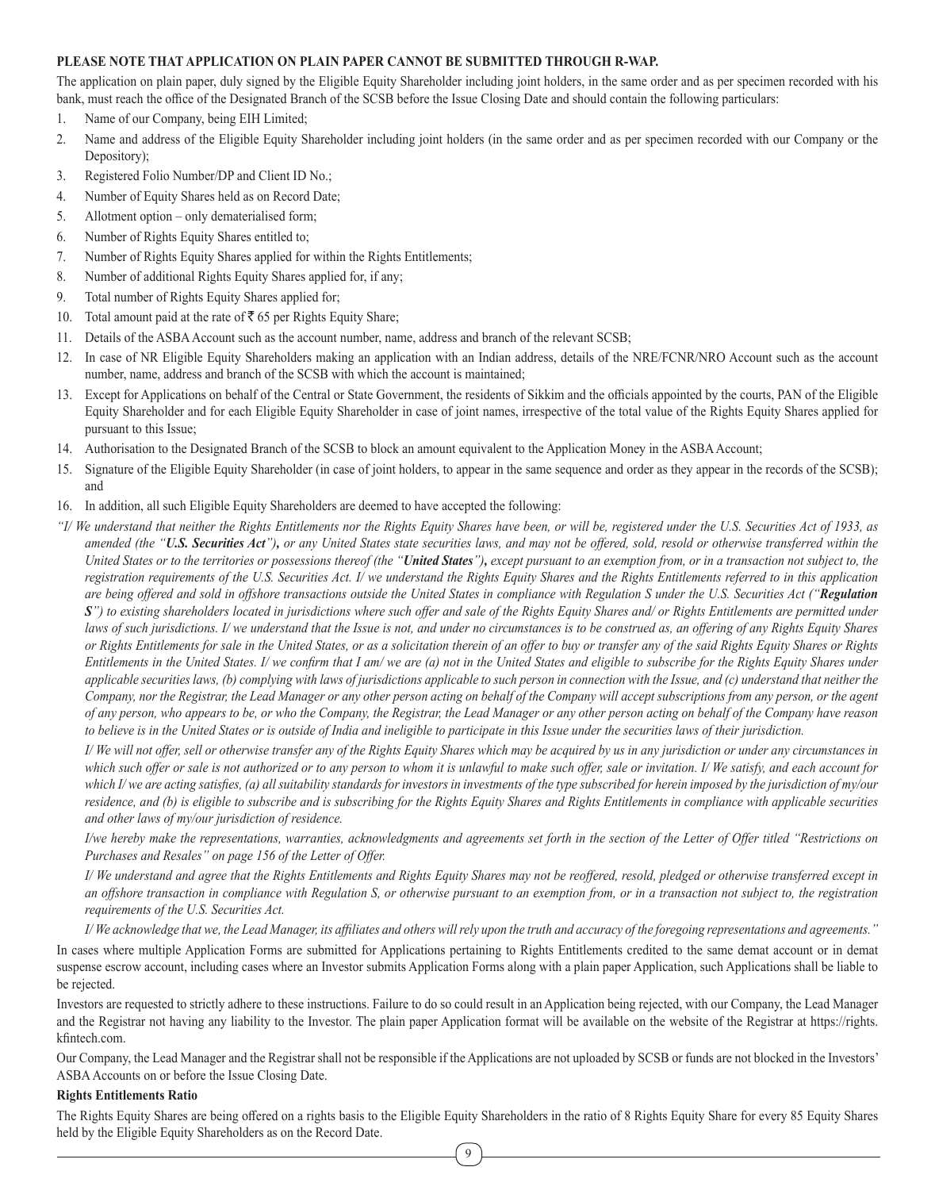**PLEASE NOTE THAT APPLICATION ON PLAIN PAPER CANNOT BE SUBMITTED THROUGH R-WAP.**

The application on plain paper, duly signed by the Eligible Equity Shareholder including joint holders, in the same order and as per specimen recorded with his bank, must reach the office of the Designated Branch of the SCSB before the Issue Closing Date and should contain the following particulars:

1. Name of our Company, being EIH Limited;
2. Name and address of the Eligible Equity Shareholder including joint holders (in the same order and as per specimen recorded with our Company or the Depository);
3. Registered Folio Number/DP and Client ID No.;
4. Number of Equity Shares held as on Record Date;
5. Allotment option – only dematerialised form;
6. Number of Rights Equity Shares entitled to;
7. Number of Rights Equity Shares applied for within the Rights Entitlements;
8. Number of additional Rights Equity Shares applied for, if any;
9. Total number of Rights Equity Shares applied for;
10. Total amount paid at the rate of ₹ 65 per Rights Equity Share;
11. Details of the ASBA Account such as the account number, name, address and branch of the relevant SCSB;
12. In case of NR Eligible Equity Shareholders making an application with an Indian address, details of the NRE/FCNR/NRO Account such as the account number, name, address and branch of the SCSB with which the account is maintained;
13. Except for Applications on behalf of the Central or State Government, the residents of Sikkim and the officials appointed by the courts, PAN of the Eligible Equity Shareholder and for each Eligible Equity Shareholder in case of joint names, irrespective of the total value of the Rights Equity Shares applied for pursuant to this Issue;
14. Authorisation to the Designated Branch of the SCSB to block an amount equivalent to the Application Money in the ASBA Account;
15. Signature of the Eligible Equity Shareholder (in case of joint holders, to appear in the same sequence and order as they appear in the records of the SCSB); and
16. In addition, all such Eligible Equity Shareholders are deemed to have accepted the following:

*"I/ We understand that neither the Rights Entitlements nor the Rights Equity Shares have been, or will be, registered under the U.S. Securities Act of 1933, as amended (the "**U.S. Securities Act**"), or any United States state securities laws, and may not be offered, sold, resold or otherwise transferred within the United States or to the territories or possessions thereof (the "**United States**"), except pursuant to an exemption from, or in a transaction not subject to, the registration requirements of the U.S. Securities Act. I/ we understand the Rights Equity Shares and the Rights Entitlements referred to in this application are being offered and sold in offshore transactions outside the United States in compliance with Regulation S under the U.S. Securities Act ("**Regulation S**") to existing shareholders located in jurisdictions where such offer and sale of the Rights Equity Shares and/ or Rights Entitlements are permitted under laws of such jurisdictions. I/ we understand that the Issue is not, and under no circumstances is to be construed as, an offering of any Rights Equity Shares or Rights Entitlements for sale in the United States, or as a solicitation therein of an offer to buy or transfer any of the said Rights Equity Shares or Rights Entitlements in the United States. I/ we confirm that I am/ we are (a) not in the United States and eligible to subscribe for the Rights Equity Shares under applicable securities laws, (b) complying with laws of jurisdictions applicable to such person in connection with the Issue, and (c) understand that neither the Company, nor the Registrar, the Lead Manager or any other person acting on behalf of the Company will accept subscriptions from any person, or the agent of any person, who appears to be, or who the Company, the Registrar, the Lead Manager or any other person acting on behalf of the Company have reason to believe is in the United States or is outside of India and ineligible to participate in this Issue under the securities laws of their jurisdiction.*

*I/ We will not offer, sell or otherwise transfer any of the Rights Equity Shares which may be acquired by us in any jurisdiction or under any circumstances in which such offer or sale is not authorized or to any person to whom it is unlawful to make such offer, sale or invitation. I/ We satisfy, and each account for which I/ we are acting satisfies, (a) all suitability standards for investors in investments of the type subscribed for herein imposed by the jurisdiction of my/our residence, and (b) is eligible to subscribe and is subscribing for the Rights Equity Shares and Rights Entitlements in compliance with applicable securities and other laws of my/our jurisdiction of residence.*

*I/we hereby make the representations, warranties, acknowledgments and agreements set forth in the section of the Letter of Offer titled "Restrictions on Purchases and Resales" on page 156 of the Letter of Offer.*

*I/ We understand and agree that the Rights Entitlements and Rights Equity Shares may not be reoffered, resold, pledged or otherwise transferred except in an offshore transaction in compliance with Regulation S, or otherwise pursuant to an exemption from, or in a transaction not subject to, the registration requirements of the U.S. Securities Act.*

*I/ We acknowledge that we, the Lead Manager, its affiliates and others will rely upon the truth and accuracy of the foregoing representations and agreements."*

In cases where multiple Application Forms are submitted for Applications pertaining to Rights Entitlements credited to the same demat account or in demat suspense escrow account, including cases where an Investor submits Application Forms along with a plain paper Application, such Applications shall be liable to be rejected.

Investors are requested to strictly adhere to these instructions. Failure to do so could result in an Application being rejected, with our Company, the Lead Manager and the Registrar not having any liability to the Investor. The plain paper Application format will be available on the website of the Registrar at https://rights.kfintech.com.

Our Company, the Lead Manager and the Registrar shall not be responsible if the Applications are not uploaded by SCSB or funds are not blocked in the Investors' ASBA Accounts on or before the Issue Closing Date.

**Rights Entitlements Ratio**

The Rights Equity Shares are being offered on a rights basis to the Eligible Equity Shareholders in the ratio of 8 Rights Equity Share for every 85 Equity Shares held by the Eligible Equity Shareholders as on the Record Date.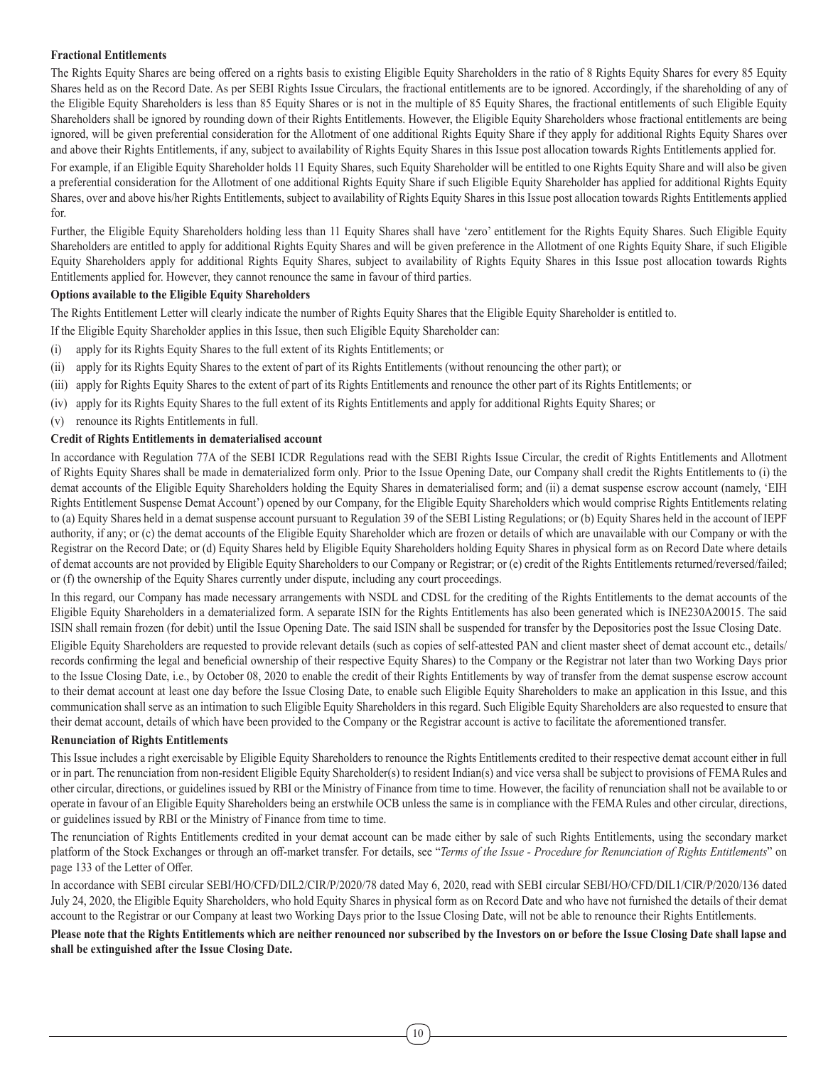**Fractional Entitlements**

The Rights Equity Shares are being offered on a rights basis to existing Eligible Equity Shareholders in the ratio of 8 Rights Equity Shares for every 85 Equity Shares held as on the Record Date. As per SEBI Rights Issue Circulars, the fractional entitlements are to be ignored. Accordingly, if the shareholding of any of the Eligible Equity Shareholders is less than 85 Equity Shares or is not in the multiple of 85 Equity Shares, the fractional entitlements of such Eligible Equity Shareholders shall be ignored by rounding down of their Rights Entitlements. However, the Eligible Equity Shareholders whose fractional entitlements are being ignored, will be given preferential consideration for the Allotment of one additional Rights Equity Share if they apply for additional Rights Equity Shares over and above their Rights Entitlements, if any, subject to availability of Rights Equity Shares in this Issue post allocation towards Rights Entitlements applied for.

For example, if an Eligible Equity Shareholder holds 11 Equity Shares, such Equity Shareholder will be entitled to one Rights Equity Share and will also be given a preferential consideration for the Allotment of one additional Rights Equity Share if such Eligible Equity Shareholder has applied for additional Rights Equity Shares, over and above his/her Rights Entitlements, subject to availability of Rights Equity Shares in this Issue post allocation towards Rights Entitlements applied for.

Further, the Eligible Equity Shareholders holding less than 11 Equity Shares shall have 'zero' entitlement for the Rights Equity Shares. Such Eligible Equity Shareholders are entitled to apply for additional Rights Equity Shares and will be given preference in the Allotment of one Rights Equity Share, if such Eligible Equity Shareholders apply for additional Rights Equity Shares, subject to availability of Rights Equity Shares in this Issue post allocation towards Rights Entitlements applied for. However, they cannot renounce the same in favour of third parties.

**Options available to the Eligible Equity Shareholders**

The Rights Entitlement Letter will clearly indicate the number of Rights Equity Shares that the Eligible Equity Shareholder is entitled to.

If the Eligible Equity Shareholder applies in this Issue, then such Eligible Equity Shareholder can:

(i) apply for its Rights Equity Shares to the full extent of its Rights Entitlements; or

(ii) apply for its Rights Equity Shares to the extent of part of its Rights Entitlements (without renouncing the other part); or

(iii) apply for Rights Equity Shares to the extent of part of its Rights Entitlements and renounce the other part of its Rights Entitlements; or

(iv) apply for its Rights Equity Shares to the full extent of its Rights Entitlements and apply for additional Rights Equity Shares; or

(v) renounce its Rights Entitlements in full.

**Credit of Rights Entitlements in dematerialised account**

In accordance with Regulation 77A of the SEBI ICDR Regulations read with the SEBI Rights Issue Circular, the credit of Rights Entitlements and Allotment of Rights Equity Shares shall be made in dematerialized form only. Prior to the Issue Opening Date, our Company shall credit the Rights Entitlements to (i) the demat accounts of the Eligible Equity Shareholders holding the Equity Shares in dematerialised form; and (ii) a demat suspense escrow account (namely, 'EIH Rights Entitlement Suspense Demat Account') opened by our Company, for the Eligible Equity Shareholders which would comprise Rights Entitlements relating to (a) Equity Shares held in a demat suspense account pursuant to Regulation 39 of the SEBI Listing Regulations; or (b) Equity Shares held in the account of IEPF authority, if any; or (c) the demat accounts of the Eligible Equity Shareholder which are frozen or details of which are unavailable with our Company or with the Registrar on the Record Date; or (d) Equity Shares held by Eligible Equity Shareholders holding Equity Shares in physical form as on Record Date where details of demat accounts are not provided by Eligible Equity Shareholders to our Company or Registrar; or (e) credit of the Rights Entitlements returned/reversed/failed; or (f) the ownership of the Equity Shares currently under dispute, including any court proceedings.

In this regard, our Company has made necessary arrangements with NSDL and CDSL for the crediting of the Rights Entitlements to the demat accounts of the Eligible Equity Shareholders in a dematerialized form. A separate ISIN for the Rights Entitlements has also been generated which is INE230A20015. The said ISIN shall remain frozen (for debit) until the Issue Opening Date. The said ISIN shall be suspended for transfer by the Depositories post the Issue Closing Date.

Eligible Equity Shareholders are requested to provide relevant details (such as copies of self-attested PAN and client master sheet of demat account etc., details/records confirming the legal and beneficial ownership of their respective Equity Shares) to the Company or the Registrar not later than two Working Days prior to the Issue Closing Date, i.e., by October 08, 2020 to enable the credit of their Rights Entitlements by way of transfer from the demat suspense escrow account to their demat account at least one day before the Issue Closing Date, to enable such Eligible Equity Shareholders to make an application in this Issue, and this communication shall serve as an intimation to such Eligible Equity Shareholders in this regard. Such Eligible Equity Shareholders are also requested to ensure that their demat account, details of which have been provided to the Company or the Registrar account is active to facilitate the aforementioned transfer.

**Renunciation of Rights Entitlements**

This Issue includes a right exercisable by Eligible Equity Shareholders to renounce the Rights Entitlements credited to their respective demat account either in full or in part. The renunciation from non-resident Eligible Equity Shareholder(s) to resident Indian(s) and vice versa shall be subject to provisions of FEMA Rules and other circular, directions, or guidelines issued by RBI or the Ministry of Finance from time to time. However, the facility of renunciation shall not be available to or operate in favour of an Eligible Equity Shareholders being an erstwhile OCB unless the same is in compliance with the FEMA Rules and other circular, directions, or guidelines issued by RBI or the Ministry of Finance from time to time.

The renunciation of Rights Entitlements credited in your demat account can be made either by sale of such Rights Entitlements, using the secondary market platform of the Stock Exchanges or through an off-market transfer. For details, see "*Terms of the Issue - Procedure for Renunciation of Rights Entitlements*" on page 133 of the Letter of Offer.

In accordance with SEBI circular SEBI/HO/CFD/DIL2/CIR/P/2020/78 dated May 6, 2020, read with SEBI circular SEBI/HO/CFD/DIL1/CIR/P/2020/136 dated July 24, 2020, the Eligible Equity Shareholders, who hold Equity Shares in physical form as on Record Date and who have not furnished the details of their demat account to the Registrar or our Company at least two Working Days prior to the Issue Closing Date, will not be able to renounce their Rights Entitlements.

**Please note that the Rights Entitlements which are neither renounced nor subscribed by the Investors on or before the Issue Closing Date shall lapse and shall be extinguished after the Issue Closing Date.**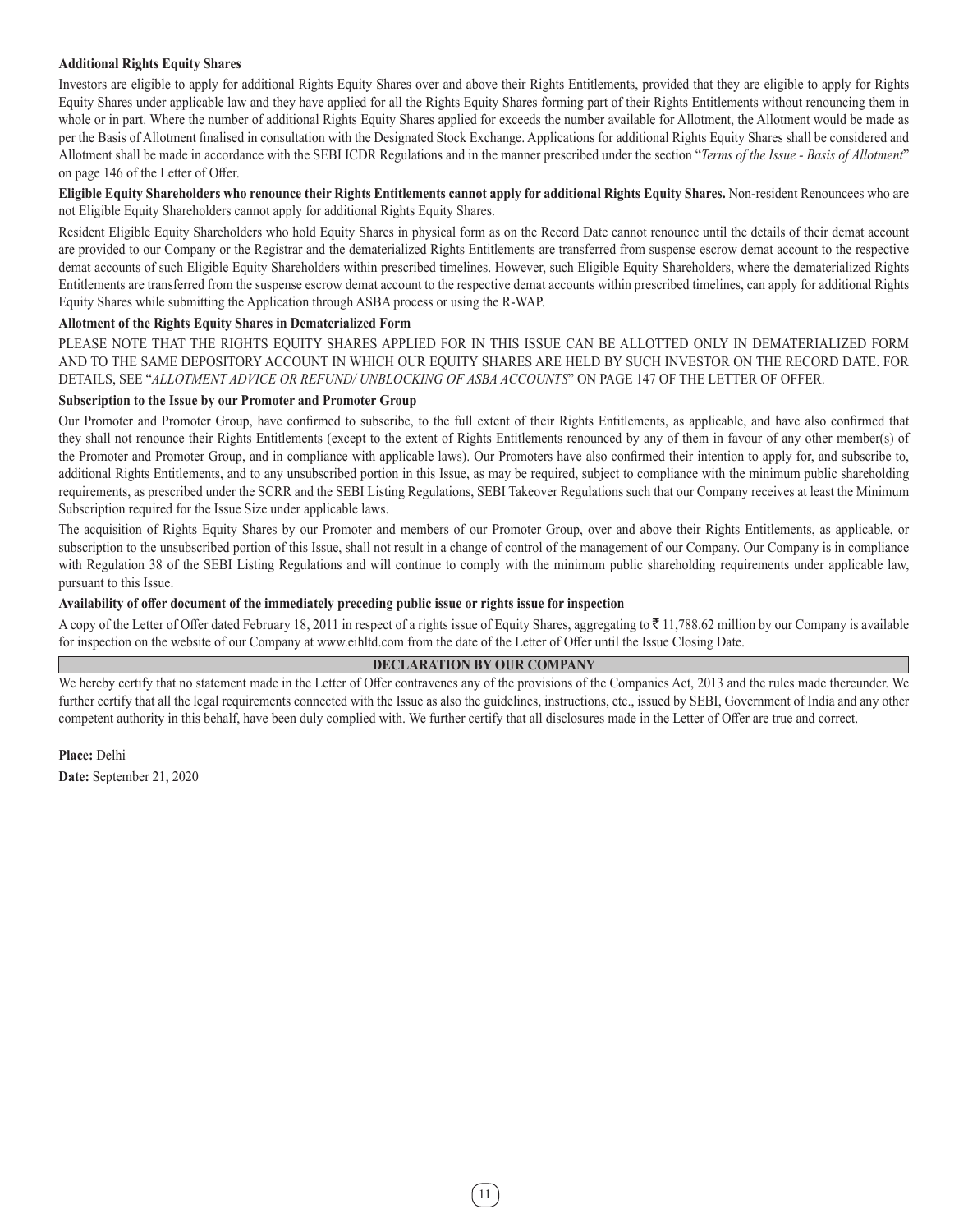**Additional Rights Equity Shares**

Investors are eligible to apply for additional Rights Equity Shares over and above their Rights Entitlements, provided that they are eligible to apply for Rights Equity Shares under applicable law and they have applied for all the Rights Equity Shares forming part of their Rights Entitlements without renouncing them in whole or in part. Where the number of additional Rights Equity Shares applied for exceeds the number available for Allotment, the Allotment would be made as per the Basis of Allotment finalised in consultation with the Designated Stock Exchange. Applications for additional Rights Equity Shares shall be considered and Allotment shall be made in accordance with the SEBI ICDR Regulations and in the manner prescribed under the section "*Terms of the Issue - Basis of Allotment*" on page 146 of the Letter of Offer.

**Eligible Equity Shareholders who renounce their Rights Entitlements cannot apply for additional Rights Equity Shares.** Non-resident Renouncees who are not Eligible Equity Shareholders cannot apply for additional Rights Equity Shares.

Resident Eligible Equity Shareholders who hold Equity Shares in physical form as on the Record Date cannot renounce until the details of their demat account are provided to our Company or the Registrar and the dematerialized Rights Entitlements are transferred from suspense escrow demat account to the respective demat accounts of such Eligible Equity Shareholders within prescribed timelines. However, such Eligible Equity Shareholders, where the dematerialized Rights Entitlements are transferred from the suspense escrow demat account to the respective demat accounts within prescribed timelines, can apply for additional Rights Equity Shares while submitting the Application through ASBA process or using the R-WAP.

**Allotment of the Rights Equity Shares in Dematerialized Form**

PLEASE NOTE THAT THE RIGHTS EQUITY SHARES APPLIED FOR IN THIS ISSUE CAN BE ALLOTTED ONLY IN DEMATERIALIZED FORM AND TO THE SAME DEPOSITORY ACCOUNT IN WHICH OUR EQUITY SHARES ARE HELD BY SUCH INVESTOR ON THE RECORD DATE. FOR DETAILS, SEE "*ALLOTMENT ADVICE OR REFUND/ UNBLOCKING OF ASBA ACCOUNTS*" ON PAGE 147 OF THE LETTER OF OFFER.

**Subscription to the Issue by our Promoter and Promoter Group**

Our Promoter and Promoter Group, have confirmed to subscribe, to the full extent of their Rights Entitlements, as applicable, and have also confirmed that they shall not renounce their Rights Entitlements (except to the extent of Rights Entitlements renounced by any of them in favour of any other member(s) of the Promoter and Promoter Group, and in compliance with applicable laws). Our Promoters have also confirmed their intention to apply for, and subscribe to, additional Rights Entitlements, and to any unsubscribed portion in this Issue, as may be required, subject to compliance with the minimum public shareholding requirements, as prescribed under the SCRR and the SEBI Listing Regulations, SEBI Takeover Regulations such that our Company receives at least the Minimum Subscription required for the Issue Size under applicable laws.

The acquisition of Rights Equity Shares by our Promoter and members of our Promoter Group, over and above their Rights Entitlements, as applicable, or subscription to the unsubscribed portion of this Issue, shall not result in a change of control of the management of our Company. Our Company is in compliance with Regulation 38 of the SEBI Listing Regulations and will continue to comply with the minimum public shareholding requirements under applicable law, pursuant to this Issue.

**Availability of offer document of the immediately preceding public issue or rights issue for inspection**

A copy of the Letter of Offer dated February 18, 2011 in respect of a rights issue of Equity Shares, aggregating to ₹ 11,788.62 million by our Company is available for inspection on the website of our Company at www.eihltd.com from the date of the Letter of Offer until the Issue Closing Date.

## DECLARATION BY OUR COMPANY

We hereby certify that no statement made in the Letter of Offer contravenes any of the provisions of the Companies Act, 2013 and the rules made thereunder. We further certify that all the legal requirements connected with the Issue as also the guidelines, instructions, etc., issued by SEBI, Government of India and any other competent authority in this behalf, have been duly complied with. We further certify that all disclosures made in the Letter of Offer are true and correct.

**Place:** Delhi

**Date:** September 21, 2020